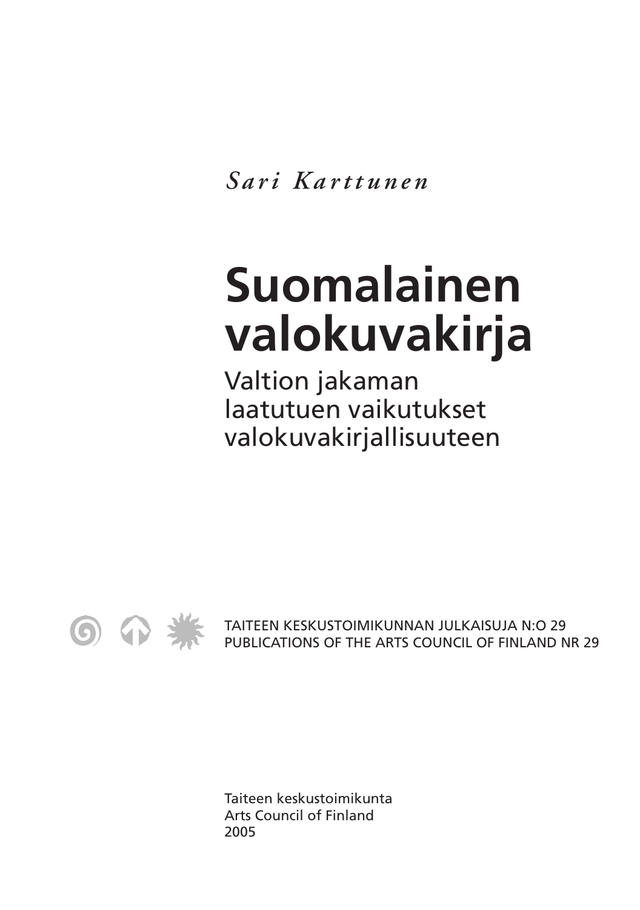*Sari Karttunen*

# Suomalainen valokuvakirja

## Valtion jakaman laatutuen vaikutukset valokuvakirjallisuuteen

TAITEEN KESKUSTOIMIKUNNAN JULKAISUJA N:O 29
PUBLICATIONS OF THE ARTS COUNCIL OF FINLAND NR 29

Taiteen keskustoimikunta
Arts Council of Finland
2005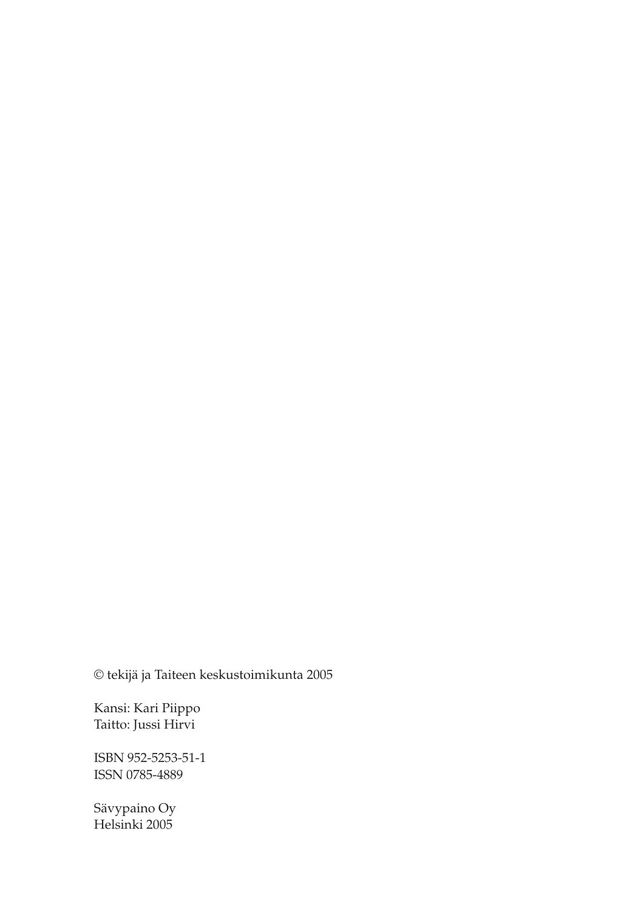© tekijä ja Taiteen keskustoimikunta 2005

Kansi: Kari Piippo
Taitto: Jussi Hirvi

ISBN 952-5253-51-1
ISSN 0785-4889

Sävypaino Oy
Helsinki 2005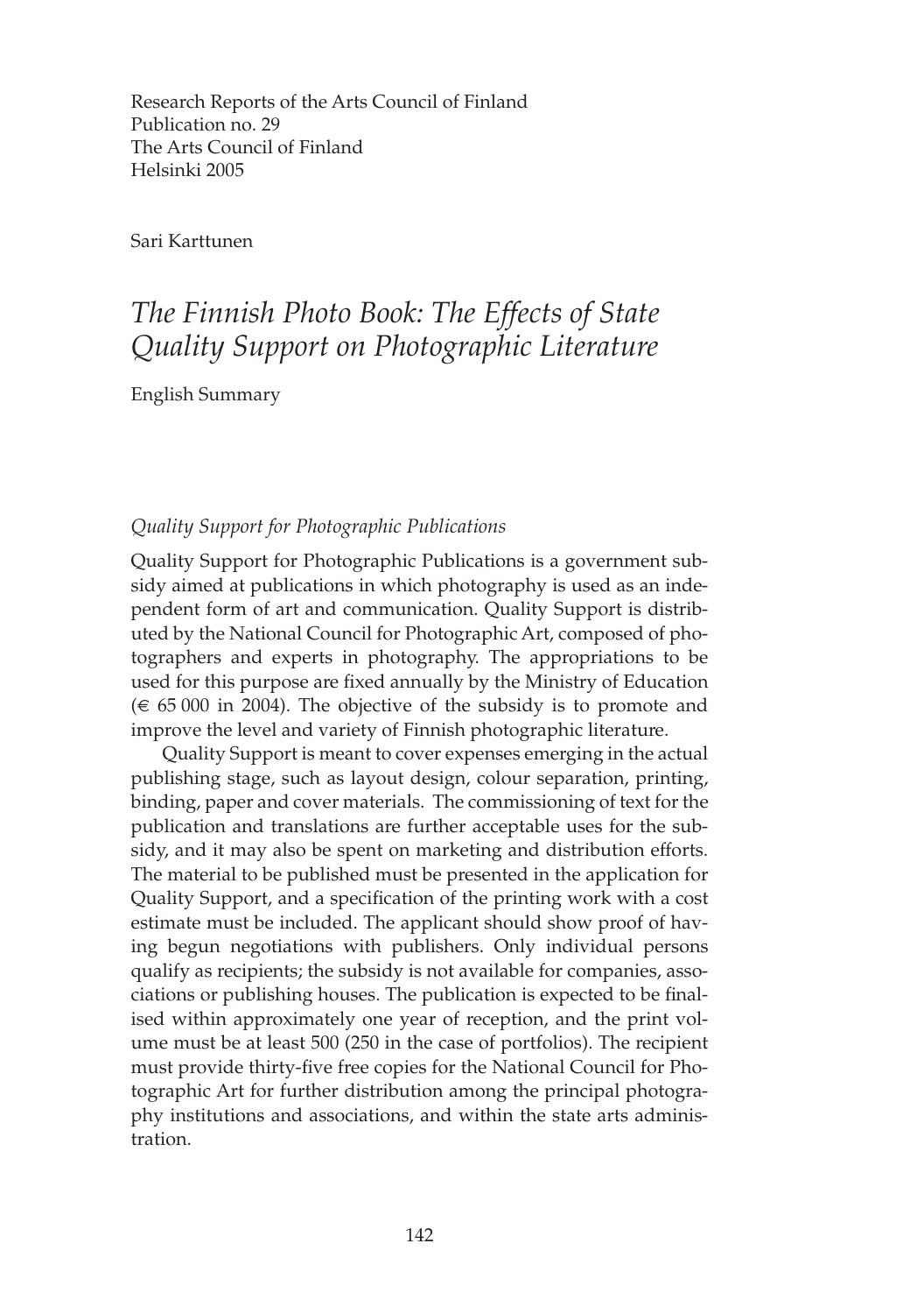Research Reports of the Arts Council of Finland
Publication no. 29
The Arts Council of Finland
Helsinki 2005

Sari Karttunen

# *The Finnish Photo Book: The Effects of State Quality Support on Photographic Literature*

English Summary

### *Quality Support for Photographic Publications*

Quality Support for Photographic Publications is a government subsidy aimed at publications in which photography is used as an independent form of art and communication. Quality Support is distributed by the National Council for Photographic Art, composed of photographers and experts in photography. The appropriations to be used for this purpose are fixed annually by the Ministry of Education (€ 65 000 in 2004). The objective of the subsidy is to promote and improve the level and variety of Finnish photographic literature.

Quality Support is meant to cover expenses emerging in the actual publishing stage, such as layout design, colour separation, printing, binding, paper and cover materials. The commissioning of text for the publication and translations are further acceptable uses for the subsidy, and it may also be spent on marketing and distribution efforts. The material to be published must be presented in the application for Quality Support, and a specification of the printing work with a cost estimate must be included. The applicant should show proof of having begun negotiations with publishers. Only individual persons qualify as recipients; the subsidy is not available for companies, associations or publishing houses. The publication is expected to be finalised within approximately one year of reception, and the print volume must be at least 500 (250 in the case of portfolios). The recipient must provide thirty-five free copies for the National Council for Photographic Art for further distribution among the principal photography institutions and associations, and within the state arts administration.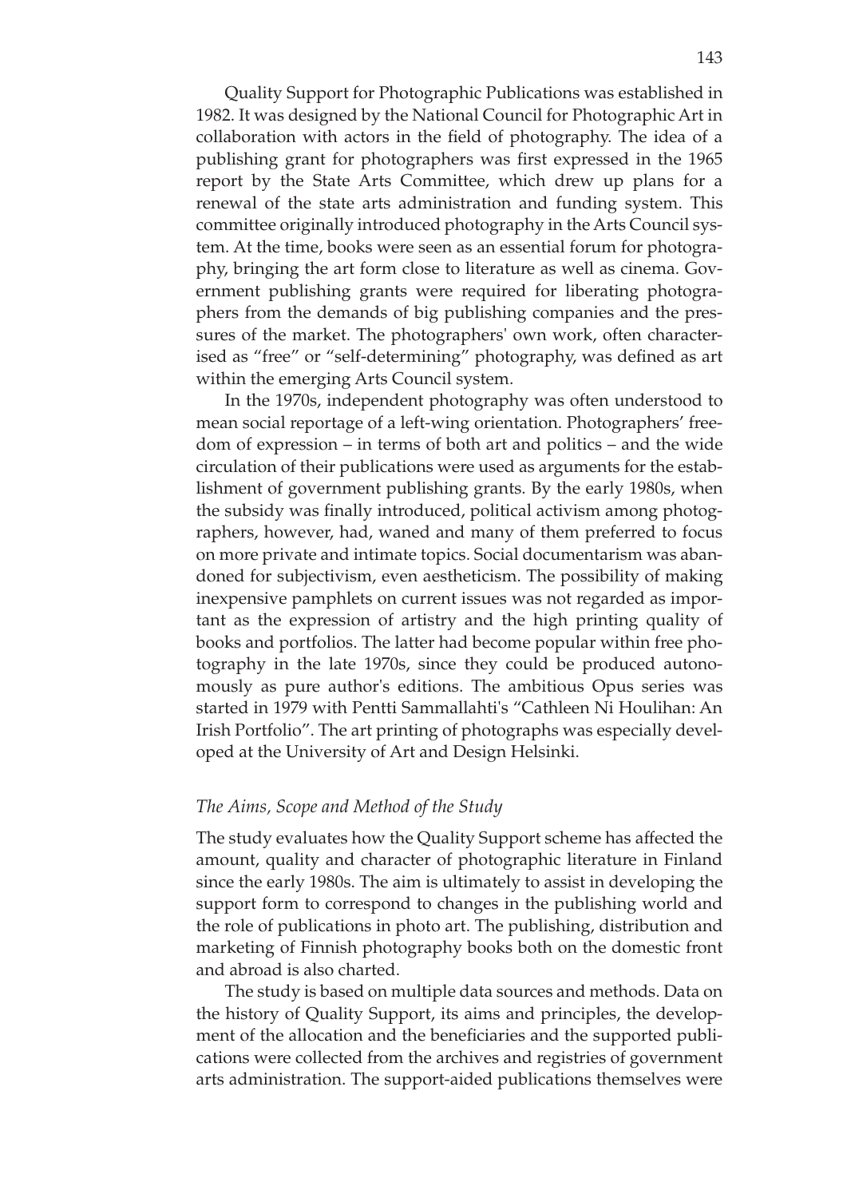Quality Support for Photographic Publications was established in 1982. It was designed by the National Council for Photographic Art in collaboration with actors in the field of photography. The idea of a publishing grant for photographers was first expressed in the 1965 report by the State Arts Committee, which drew up plans for a renewal of the state arts administration and funding system. This committee originally introduced photography in the Arts Council system. At the time, books were seen as an essential forum for photography, bringing the art form close to literature as well as cinema. Government publishing grants were required for liberating photographers from the demands of big publishing companies and the pressures of the market. The photographers' own work, often characterised as "free" or "self-determining" photography, was defined as art within the emerging Arts Council system.

In the 1970s, independent photography was often understood to mean social reportage of a left-wing orientation. Photographers' freedom of expression – in terms of both art and politics – and the wide circulation of their publications were used as arguments for the establishment of government publishing grants. By the early 1980s, when the subsidy was finally introduced, political activism among photographers, however, had, waned and many of them preferred to focus on more private and intimate topics. Social documentarism was abandoned for subjectivism, even aestheticism. The possibility of making inexpensive pamphlets on current issues was not regarded as important as the expression of artistry and the high printing quality of books and portfolios. The latter had become popular within free photography in the late 1970s, since they could be produced autonomously as pure author's editions. The ambitious Opus series was started in 1979 with Pentti Sammallahti's "Cathleen Ni Houlihan: An Irish Portfolio". The art printing of photographs was especially developed at the University of Art and Design Helsinki.

### *The Aims, Scope and Method of the Study*

The study evaluates how the Quality Support scheme has affected the amount, quality and character of photographic literature in Finland since the early 1980s. The aim is ultimately to assist in developing the support form to correspond to changes in the publishing world and the role of publications in photo art. The publishing, distribution and marketing of Finnish photography books both on the domestic front and abroad is also charted.

The study is based on multiple data sources and methods. Data on the history of Quality Support, its aims and principles, the development of the allocation and the beneficiaries and the supported publications were collected from the archives and registries of government arts administration. The support-aided publications themselves were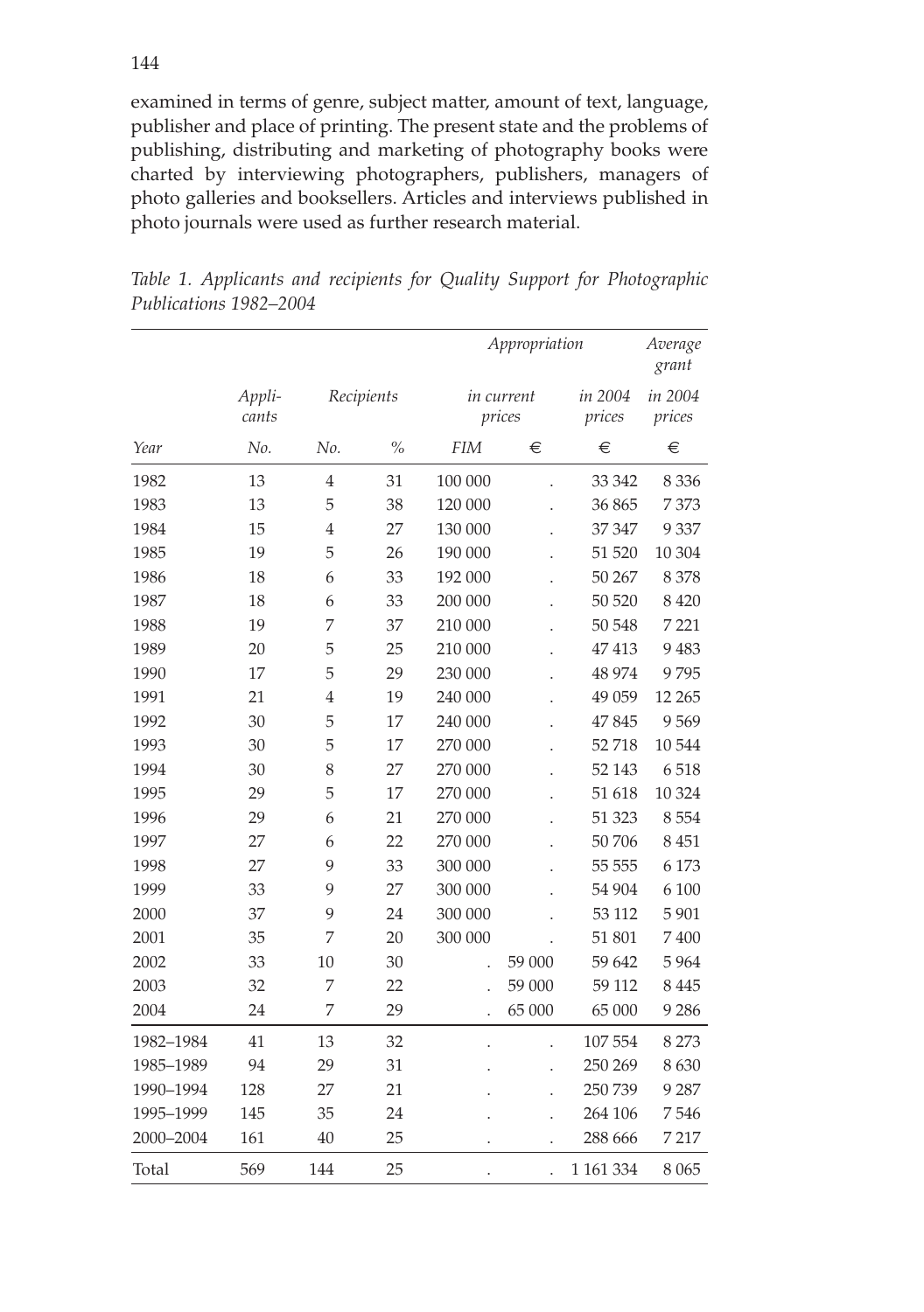examined in terms of genre, subject matter, amount of text, language, publisher and place of printing. The present state and the problems of publishing, distributing and marketing of photography books were charted by interviewing photographers, publishers, managers of photo galleries and booksellers. Articles and interviews published in photo journals were used as further research material.

*Table 1. Applicants and recipients for Quality Support for Photographic Publications 1982–2004*

| | | | | *Appropriation* | | | *Average grant* |
|---|---|---|---|---|---|---|---|
| | *Appli-cants* | *Recipients* | | *in current prices* | | *in 2004 prices* | *in 2004 prices* |
| *Year* | *No.* | *No.* | *%* | *FIM* | *€* | *€* | *€* |
| 1982 | 13 | 4 | 31 | 100 000 | . | 33 342 | 8 336 |
| 1983 | 13 | 5 | 38 | 120 000 | . | 36 865 | 7 373 |
| 1984 | 15 | 4 | 27 | 130 000 | . | 37 347 | 9 337 |
| 1985 | 19 | 5 | 26 | 190 000 | . | 51 520 | 10 304 |
| 1986 | 18 | 6 | 33 | 192 000 | . | 50 267 | 8 378 |
| 1987 | 18 | 6 | 33 | 200 000 | . | 50 520 | 8 420 |
| 1988 | 19 | 7 | 37 | 210 000 | . | 50 548 | 7 221 |
| 1989 | 20 | 5 | 25 | 210 000 | . | 47 413 | 9 483 |
| 1990 | 17 | 5 | 29 | 230 000 | . | 48 974 | 9 795 |
| 1991 | 21 | 4 | 19 | 240 000 | . | 49 059 | 12 265 |
| 1992 | 30 | 5 | 17 | 240 000 | . | 47 845 | 9 569 |
| 1993 | 30 | 5 | 17 | 270 000 | . | 52 718 | 10 544 |
| 1994 | 30 | 8 | 27 | 270 000 | . | 52 143 | 6 518 |
| 1995 | 29 | 5 | 17 | 270 000 | . | 51 618 | 10 324 |
| 1996 | 29 | 6 | 21 | 270 000 | . | 51 323 | 8 554 |
| 1997 | 27 | 6 | 22 | 270 000 | . | 50 706 | 8 451 |
| 1998 | 27 | 9 | 33 | 300 000 | . | 55 555 | 6 173 |
| 1999 | 33 | 9 | 27 | 300 000 | . | 54 904 | 6 100 |
| 2000 | 37 | 9 | 24 | 300 000 | . | 53 112 | 5 901 |
| 2001 | 35 | 7 | 20 | 300 000 | . | 51 801 | 7 400 |
| 2002 | 33 | 10 | 30 | . | 59 000 | 59 642 | 5 964 |
| 2003 | 32 | 7 | 22 | . | 59 000 | 59 112 | 8 445 |
| 2004 | 24 | 7 | 29 | . | 65 000 | 65 000 | 9 286 |
| 1982–1984 | 41 | 13 | 32 | . | . | 107 554 | 8 273 |
| 1985–1989 | 94 | 29 | 31 | . | . | 250 269 | 8 630 |
| 1990–1994 | 128 | 27 | 21 | . | . | 250 739 | 9 287 |
| 1995–1999 | 145 | 35 | 24 | . | . | 264 106 | 7 546 |
| 2000–2004 | 161 | 40 | 25 | . | . | 288 666 | 7 217 |
| Total | 569 | 144 | 25 | . | . | 1 161 334 | 8 065 |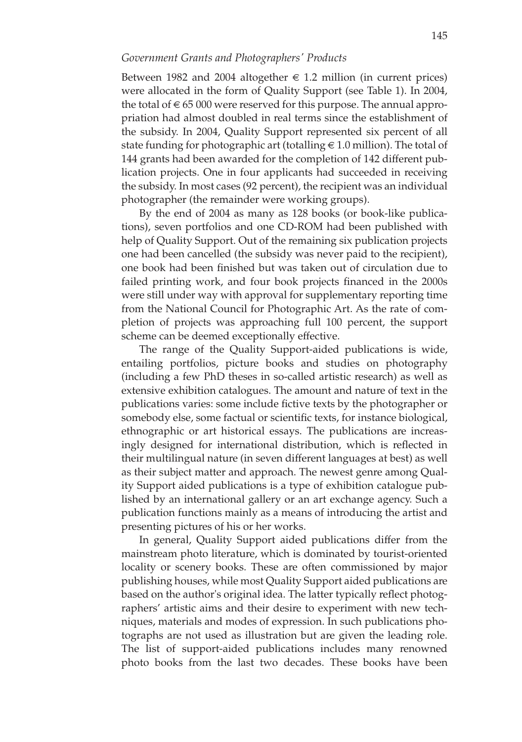*Government Grants and Photographers' Products*

Between 1982 and 2004 altogether € 1.2 million (in current prices) were allocated in the form of Quality Support (see Table 1). In 2004, the total of € 65 000 were reserved for this purpose. The annual appropriation had almost doubled in real terms since the establishment of the subsidy. In 2004, Quality Support represented six percent of all state funding for photographic art (totalling € 1.0 million). The total of 144 grants had been awarded for the completion of 142 different publication projects. One in four applicants had succeeded in receiving the subsidy. In most cases (92 percent), the recipient was an individual photographer (the remainder were working groups).

By the end of 2004 as many as 128 books (or book-like publications), seven portfolios and one CD-ROM had been published with help of Quality Support. Out of the remaining six publication projects one had been cancelled (the subsidy was never paid to the recipient), one book had been finished but was taken out of circulation due to failed printing work, and four book projects financed in the 2000s were still under way with approval for supplementary reporting time from the National Council for Photographic Art. As the rate of completion of projects was approaching full 100 percent, the support scheme can be deemed exceptionally effective.

The range of the Quality Support-aided publications is wide, entailing portfolios, picture books and studies on photography (including a few PhD theses in so-called artistic research) as well as extensive exhibition catalogues. The amount and nature of text in the publications varies: some include fictive texts by the photographer or somebody else, some factual or scientific texts, for instance biological, ethnographic or art historical essays. The publications are increasingly designed for international distribution, which is reflected in their multilingual nature (in seven different languages at best) as well as their subject matter and approach. The newest genre among Quality Support aided publications is a type of exhibition catalogue published by an international gallery or an art exchange agency. Such a publication functions mainly as a means of introducing the artist and presenting pictures of his or her works.

In general, Quality Support aided publications differ from the mainstream photo literature, which is dominated by tourist-oriented locality or scenery books. These are often commissioned by major publishing houses, while most Quality Support aided publications are based on the author's original idea. The latter typically reflect photographers' artistic aims and their desire to experiment with new techniques, materials and modes of expression. In such publications photographs are not used as illustration but are given the leading role. The list of support-aided publications includes many renowned photo books from the last two decades. These books have been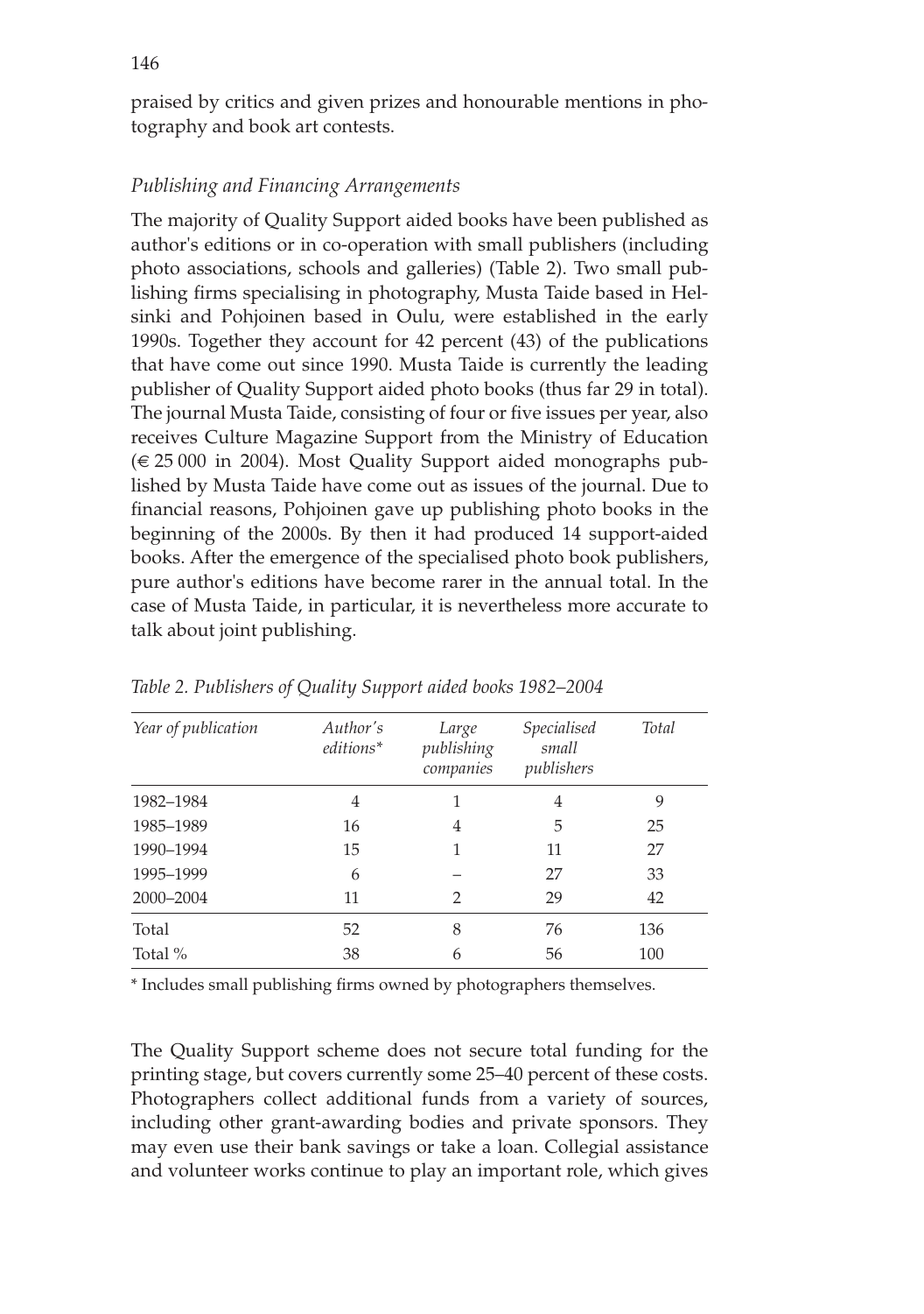praised by critics and given prizes and honourable mentions in photography and book art contests.

### *Publishing and Financing Arrangements*

The majority of Quality Support aided books have been published as author's editions or in co-operation with small publishers (including photo associations, schools and galleries) (Table 2). Two small publishing firms specialising in photography, Musta Taide based in Helsinki and Pohjoinen based in Oulu, were established in the early 1990s. Together they account for 42 percent (43) of the publications that have come out since 1990. Musta Taide is currently the leading publisher of Quality Support aided photo books (thus far 29 in total). The journal Musta Taide, consisting of four or five issues per year, also receives Culture Magazine Support from the Ministry of Education (€ 25 000 in 2004). Most Quality Support aided monographs published by Musta Taide have come out as issues of the journal. Due to financial reasons, Pohjoinen gave up publishing photo books in the beginning of the 2000s. By then it had produced 14 support-aided books. After the emergence of the specialised photo book publishers, pure author's editions have become rarer in the annual total. In the case of Musta Taide, in particular, it is nevertheless more accurate to talk about joint publishing.

*Table 2. Publishers of Quality Support aided books 1982–2004*

| *Year of publication* | *Author's editions\** | *Large publishing companies* | *Specialised small publishers* | *Total* |
|---|---|---|---|---|
| 1982–1984 | 4 | 1 | 4 | 9 |
| 1985–1989 | 16 | 4 | 5 | 25 |
| 1990–1994 | 15 | 1 | 11 | 27 |
| 1995–1999 | 6 | – | 27 | 33 |
| 2000–2004 | 11 | 2 | 29 | 42 |
| Total | 52 | 8 | 76 | 136 |
| Total % | 38 | 6 | 56 | 100 |

\* Includes small publishing firms owned by photographers themselves.

The Quality Support scheme does not secure total funding for the printing stage, but covers currently some 25–40 percent of these costs. Photographers collect additional funds from a variety of sources, including other grant-awarding bodies and private sponsors. They may even use their bank savings or take a loan. Collegial assistance and volunteer works continue to play an important role, which gives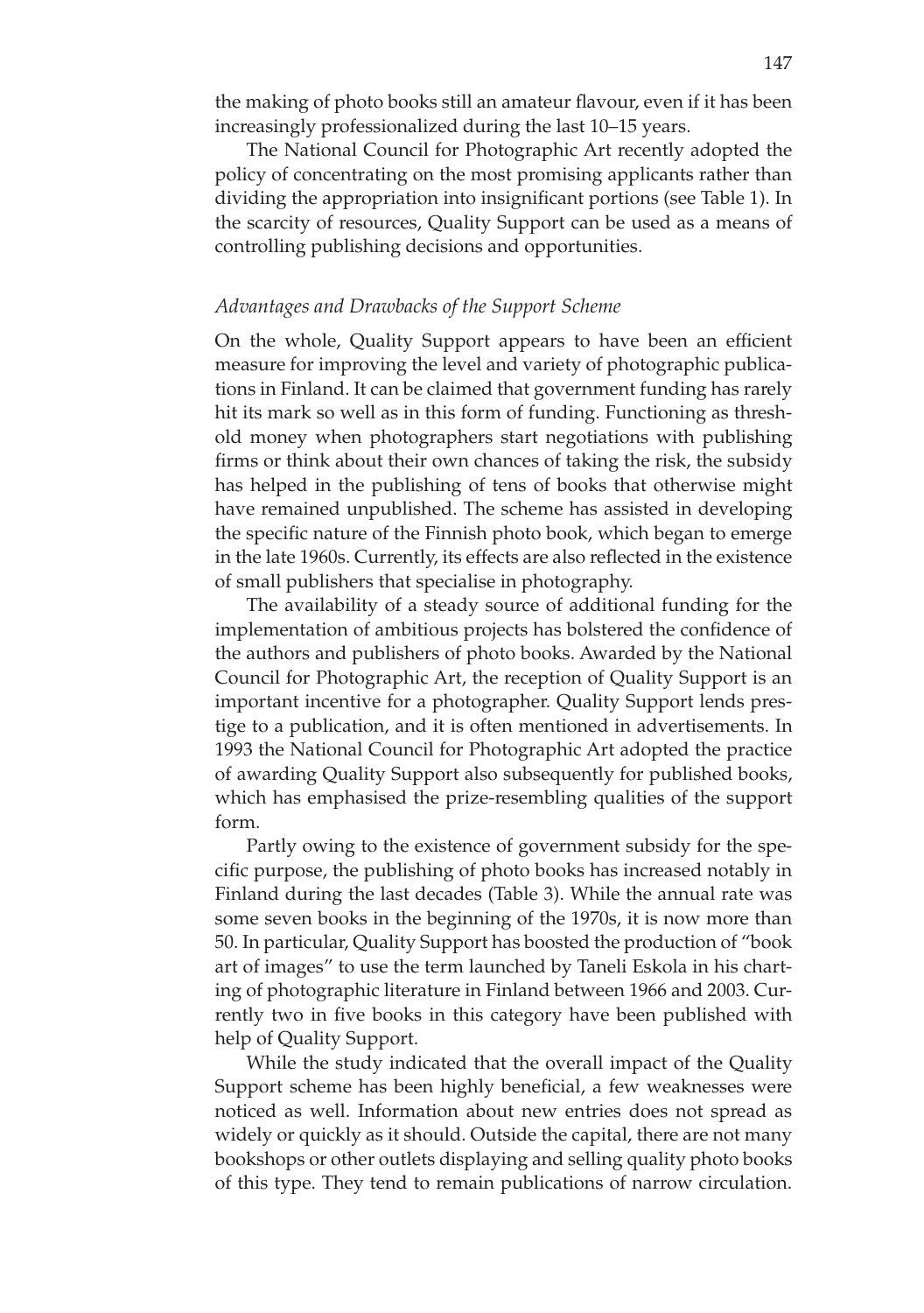the making of photo books still an amateur flavour, even if it has been increasingly professionalized during the last 10–15 years.

The National Council for Photographic Art recently adopted the policy of concentrating on the most promising applicants rather than dividing the appropriation into insignificant portions (see Table 1). In the scarcity of resources, Quality Support can be used as a means of controlling publishing decisions and opportunities.

### *Advantages and Drawbacks of the Support Scheme*

On the whole, Quality Support appears to have been an efficient measure for improving the level and variety of photographic publications in Finland. It can be claimed that government funding has rarely hit its mark so well as in this form of funding. Functioning as threshold money when photographers start negotiations with publishing firms or think about their own chances of taking the risk, the subsidy has helped in the publishing of tens of books that otherwise might have remained unpublished. The scheme has assisted in developing the specific nature of the Finnish photo book, which began to emerge in the late 1960s. Currently, its effects are also reflected in the existence of small publishers that specialise in photography.

The availability of a steady source of additional funding for the implementation of ambitious projects has bolstered the confidence of the authors and publishers of photo books. Awarded by the National Council for Photographic Art, the reception of Quality Support is an important incentive for a photographer. Quality Support lends prestige to a publication, and it is often mentioned in advertisements. In 1993 the National Council for Photographic Art adopted the practice of awarding Quality Support also subsequently for published books, which has emphasised the prize-resembling qualities of the support form.

Partly owing to the existence of government subsidy for the specific purpose, the publishing of photo books has increased notably in Finland during the last decades (Table 3). While the annual rate was some seven books in the beginning of the 1970s, it is now more than 50. In particular, Quality Support has boosted the production of "book art of images" to use the term launched by Taneli Eskola in his charting of photographic literature in Finland between 1966 and 2003. Currently two in five books in this category have been published with help of Quality Support.

While the study indicated that the overall impact of the Quality Support scheme has been highly beneficial, a few weaknesses were noticed as well. Information about new entries does not spread as widely or quickly as it should. Outside the capital, there are not many bookshops or other outlets displaying and selling quality photo books of this type. They tend to remain publications of narrow circulation.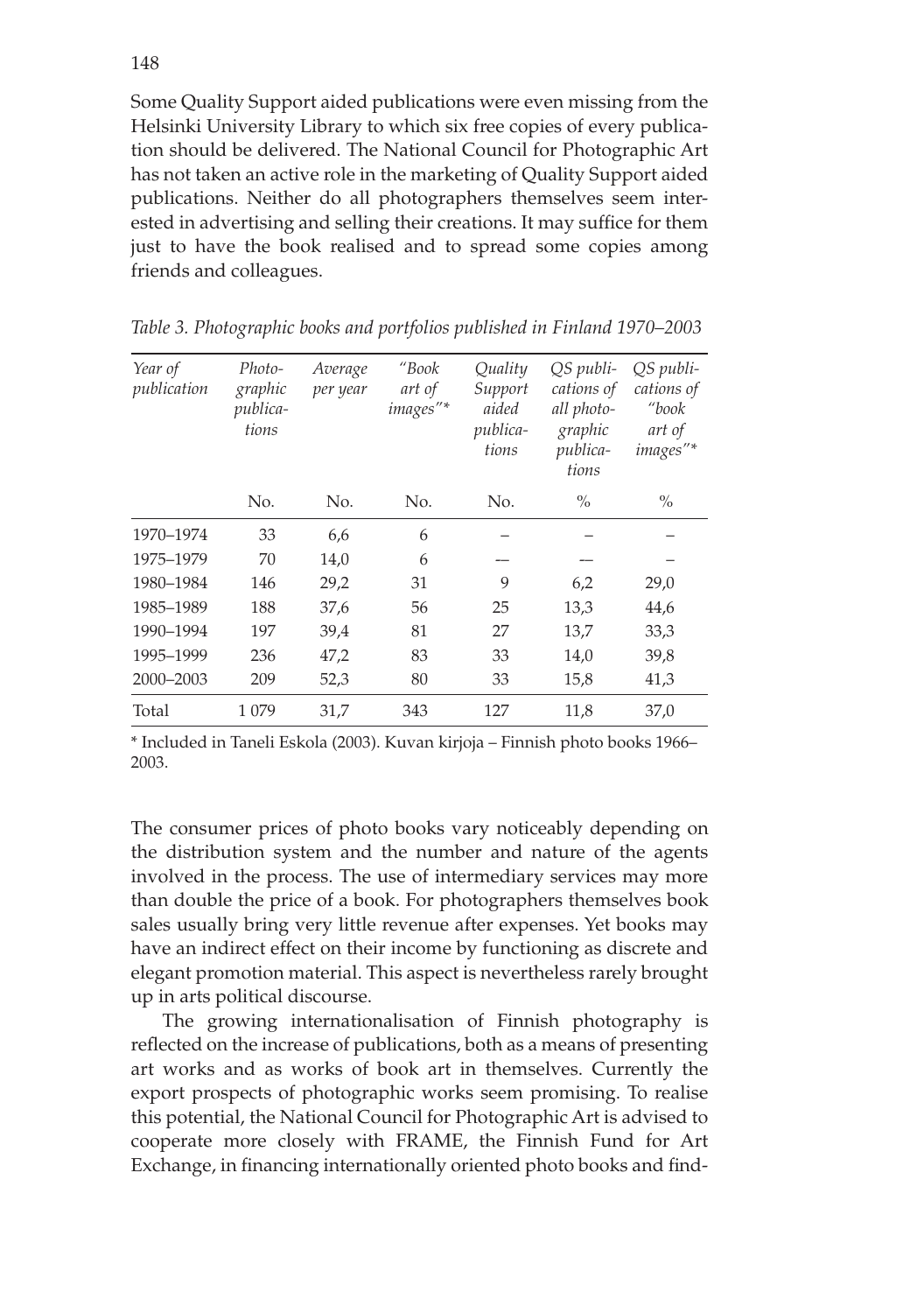Some Quality Support aided publications were even missing from the Helsinki University Library to which six free copies of every publication should be delivered. The National Council for Photographic Art has not taken an active role in the marketing of Quality Support aided publications. Neither do all photographers themselves seem interested in advertising and selling their creations. It may suffice for them just to have the book realised and to spread some copies among friends and colleagues.

*Table 3. Photographic books and portfolios published in Finland 1970–2003*

| *Year of publication* | *Photographic publications* | *Average per year* | *"Book art of images"\** | *Quality Support aided publications* | *QS publications of all photographic publications* | *QS publications of "book art of images"\** |
|---|---|---|---|---|---|---|
| | No. | No. | No. | No. | % | % |
| 1970–1974 | 33 | 6,6 | 6 | – | – | – |
| 1975–1979 | 70 | 14,0 | 6 | –– | –– | – |
| 1980–1984 | 146 | 29,2 | 31 | 9 | 6,2 | 29,0 |
| 1985–1989 | 188 | 37,6 | 56 | 25 | 13,3 | 44,6 |
| 1990–1994 | 197 | 39,4 | 81 | 27 | 13,7 | 33,3 |
| 1995–1999 | 236 | 47,2 | 83 | 33 | 14,0 | 39,8 |
| 2000–2003 | 209 | 52,3 | 80 | 33 | 15,8 | 41,3 |
| Total | 1 079 | 31,7 | 343 | 127 | 11,8 | 37,0 |

\* Included in Taneli Eskola (2003). Kuvan kirjoja – Finnish photo books 1966–2003.

The consumer prices of photo books vary noticeably depending on the distribution system and the number and nature of the agents involved in the process. The use of intermediary services may more than double the price of a book. For photographers themselves book sales usually bring very little revenue after expenses. Yet books may have an indirect effect on their income by functioning as discrete and elegant promotion material. This aspect is nevertheless rarely brought up in arts political discourse.

The growing internationalisation of Finnish photography is reflected on the increase of publications, both as a means of presenting art works and as works of book art in themselves. Currently the export prospects of photographic works seem promising. To realise this potential, the National Council for Photographic Art is advised to cooperate more closely with FRAME, the Finnish Fund for Art Exchange, in financing internationally oriented photo books and find-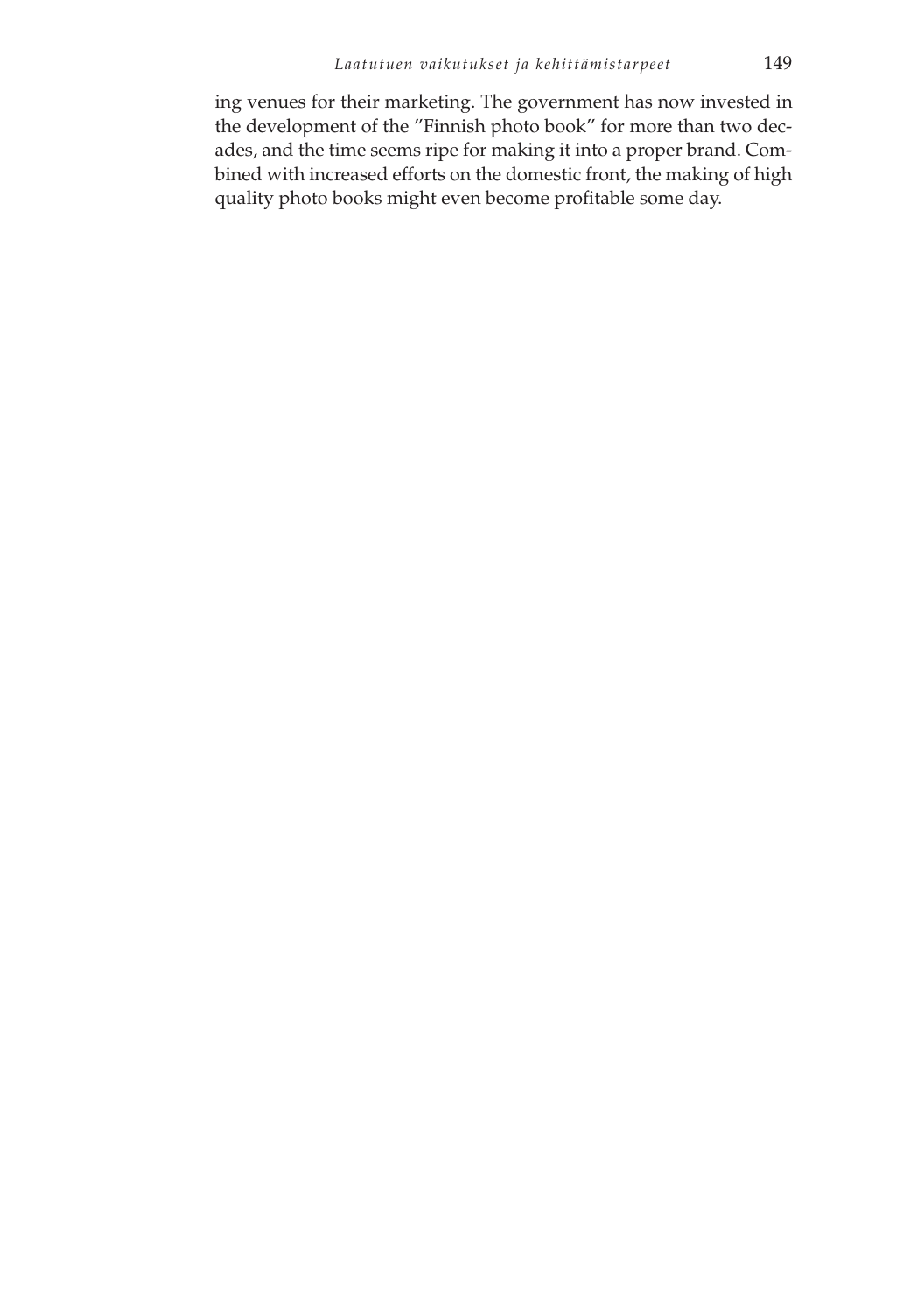ing venues for their marketing. The government has now invested in the development of the ”Finnish photo book” for more than two decades, and the time seems ripe for making it into a proper brand. Combined with increased efforts on the domestic front, the making of high quality photo books might even become profitable some day.